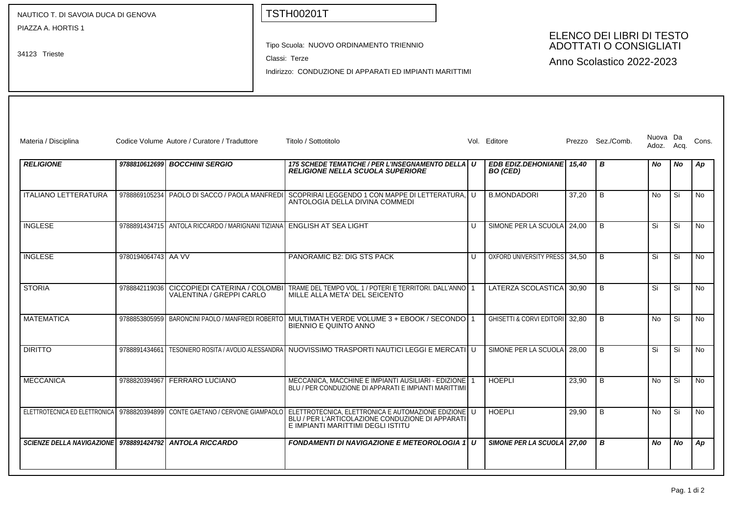NAUTICO T. DI SAVOIA DUCA DI GENOVA
PIAZZA A. HORTIS 1

34123 Trieste

TSTH00201T

Tipo Scuola: NUOVO ORDINAMENTO TRIENNIO

Classi: Terze

Indirizzo: CONDUZIONE DI APPARATI ED IMPIANTI MARITTIMI

# ELENCO DEI LIBRI DI TESTO ADOTTATI O CONSIGLIATI

## Anno Scolastico 2022-2023

| Materia / Disciplina | Codice Volume | Autore / Curatore / Traduttore | Titolo / Sottotitolo | Vol. | Editore | Prezzo | Sez./Comb. | Nuova Adoz. | Da Acq. | Cons. |
|---|---|---|---|---|---|---|---|---|---|---|
| ***RELIGIONE*** | ***9788810612699*** | ***BOCCHINI SERGIO*** | ***175 SCHEDE TEMATICHE / PER L'INSEGNAMENTO DELLA RELIGIONE NELLA SCUOLA SUPERIORE*** | ***U*** | ***EDB EDIZ.DEHONIANE BO (CED)*** | ***15,40*** | ***B*** | ***No*** | ***No*** | ***Ap*** |
| ITALIANO LETTERATURA | 9788869105234 | PAOLO DI SACCO / PAOLA MANFREDI | SCOPRIRAI LEGGENDO 1 CON MAPPE DI LETTERATURA, ANTOLOGIA DELLA DIVINA COMMEDI | U | B.MONDADORI | 37,20 | B | No | Si | No |
| INGLESE | 9788891434715 | ANTOLA RICCARDO / MARIGNANI TIZIANA | ENGLISH AT SEA LIGHT | U | SIMONE PER LA SCUOLA | 24,00 | B | Si | Si | No |
| INGLESE | 9780194064743 | AA VV | PANORAMIC B2: DIG STS PACK | U | OXFORD UNIVERSITY PRESS | 34,50 | B | Si | Si | No |
| STORIA | 9788842119036 | CICCOPIEDI CATERINA / COLOMBI VALENTINA / GREPPI CARLO | TRAME DEL TEMPO VOL. 1 / POTERI E TERRITORI. DALL'ANNO MILLE ALLA META' DEL SEICENTO | 1 | LATERZA SCOLASTICA | 30,90 | B | Si | Si | No |
| MATEMATICA | 9788853805959 | BARONCINI PAOLO / MANFREDI ROBERTO | MULTIMATH VERDE VOLUME 3 + EBOOK / SECONDO BIENNIO E QUINTO ANNO | 1 | GHISETTI & CORVI EDITORI | 32,80 | B | No | Si | No |
| DIRITTO | 9788891434661 | TESONIERO ROSITA / AVOLIO ALESSANDRA | NUOVISSIMO TRASPORTI NAUTICI LEGGI E MERCATI | U | SIMONE PER LA SCUOLA | 28,00 | B | Si | Si | No |
| MECCANICA | 9788820394967 | FERRARO LUCIANO | MECCANICA, MACCHINE E IMPIANTI AUSILIARI - EDIZIONE BLU / PER CONDUZIONE DI APPARATI E IMPIANTI MARITTIMI | 1 | HOEPLI | 23,90 | B | No | Si | No |
| ELETTROTECNICA ED ELETTRONICA | 9788820394899 | CONTE GAETANO / CERVONE GIAMPAOLO | ELETTROTECNICA, ELETTRONICA E AUTOMAZIONE EDIZIONE BLU / PER L'ARTICOLAZIONE CONDUZIONE DI APPARATI E IMPIANTI MARITTIMI DEGLI ISTITU | U | HOEPLI | 29,90 | B | No | Si | No |
| ***SCIENZE DELLA NAVIGAZIONE*** | ***9788891424792*** | ***ANTOLA RICCARDO*** | ***FONDAMENTI DI NAVIGAZIONE E METEOROLOGIA 1*** | ***U*** | ***SIMONE PER LA SCUOLA*** | ***27,00*** | ***B*** | ***No*** | ***No*** | ***Ap*** |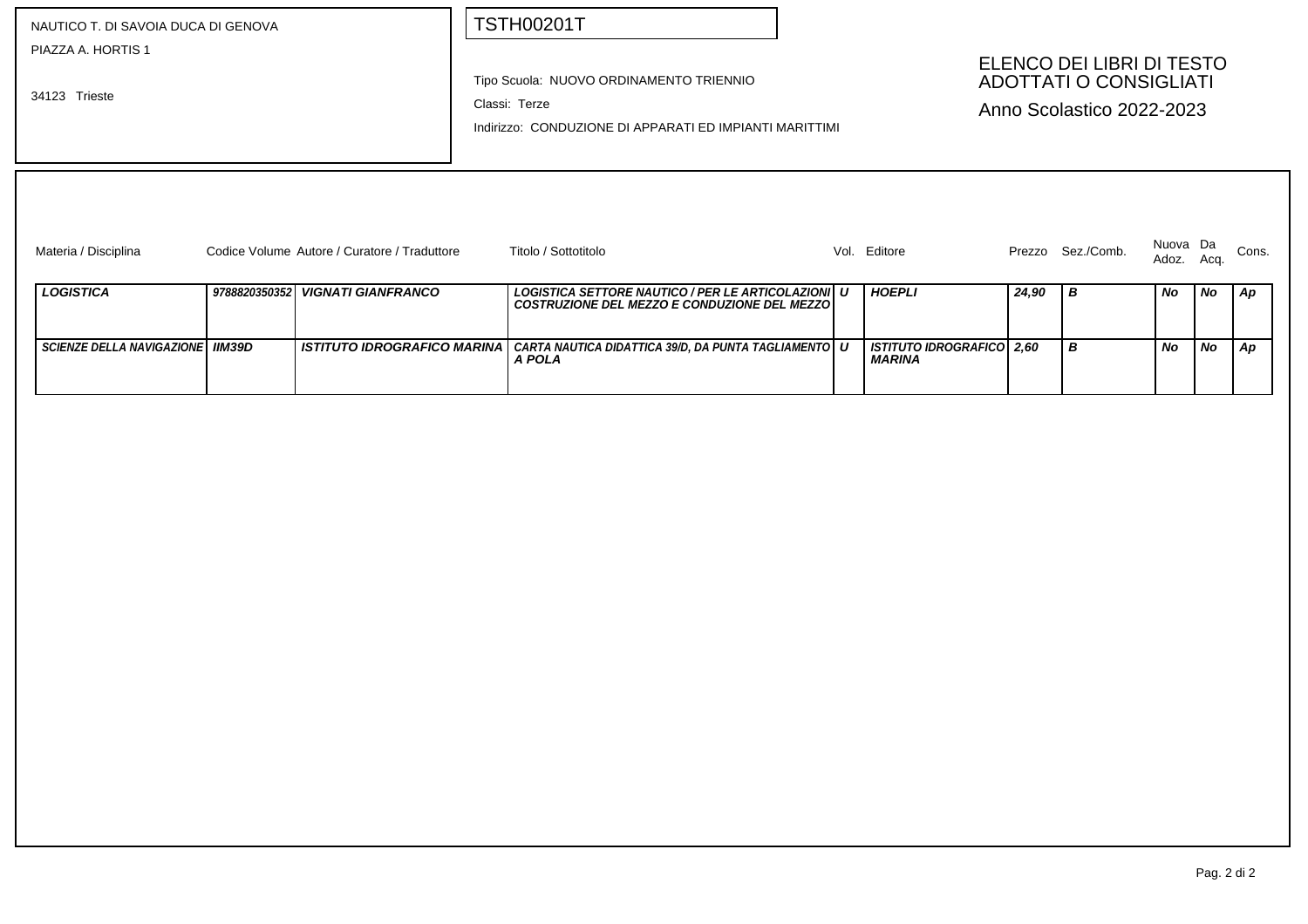NAUTICO T. DI SAVOIA DUCA DI GENOVA
PIAZZA A. HORTIS 1

34123 Trieste

TSTH00201T

Tipo Scuola: NUOVO ORDINAMENTO TRIENNIO
Classi: Terze
Indirizzo: CONDUZIONE DI APPARATI ED IMPIANTI MARITTIMI

ELENCO DEI LIBRI DI TESTO ADOTTATI O CONSIGLIATI
Anno Scolastico 2022-2023

| Materia / Disciplina | Codice Volume | Autore / Curatore / Traduttore | Titolo / Sottotitolo | Vol. | Editore | Prezzo | Sez./Comb. | Nuova Adoz. | Da Acq. | Cons. |
|---|---|---|---|---|---|---|---|---|---|---|
| *LOGISTICA* | *9788820350352* | *VIGNATI GIANFRANCO* | *LOGISTICA SETTORE NAUTICO / PER LE ARTICOLAZIONI COSTRUZIONE DEL MEZZO E CONDUZIONE DEL MEZZO* | *U* | *HOEPLI* | *24,90* | *B* | *No* | *No* | *Ap* |
| *SCIENZE DELLA NAVIGAZIONE* | *IIM39D* | *ISTITUTO IDROGRAFICO MARINA* | *CARTA NAUTICA DIDATTICA 39/D, DA PUNTA TAGLIAMENTO A POLA* | *U* | *ISTITUTO IDROGRAFICO MARINA* | *2,60* | *B* | *No* | *No* | *Ap* |